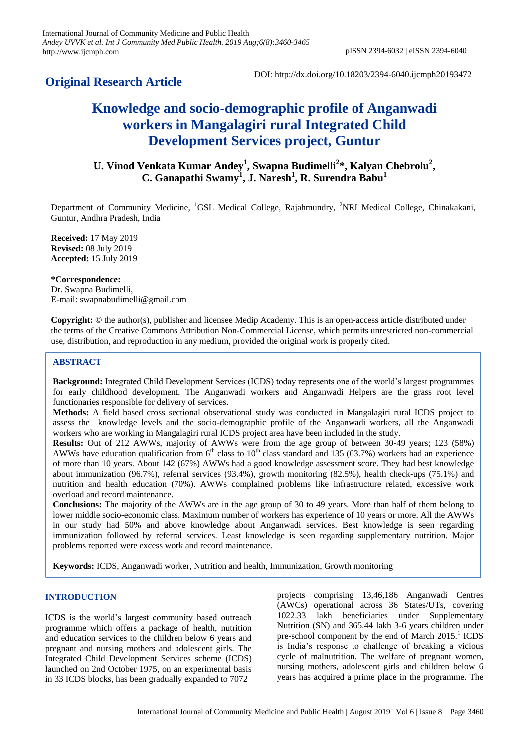**Original Research Article**

DOI: http://dx.doi.org/10.18203/2394-6040.ijcmph20193472

# Knowledge and socio-demographic profile of Anganwadi workers in Mangalagiri rural Integrated Child Development Services project, Guntur

**U. Vinod Venkata Kumar Andey[1], Swapna Budimelli[2]\*, Kalyan Chebrolu[2], C. Ganapathi Swamy[1], J. Naresh[1], R. Surendra Babu[1]**

Department of Community Medicine, [1]GSL Medical College, Rajahmundry, [2]NRI Medical College, Chinakakani, Guntur, Andhra Pradesh, India

**Received:** 17 May 2019
**Revised:** 08 July 2019
**Accepted:** 15 July 2019

**\*Correspondence:**
Dr. Swapna Budimelli,
E-mail: swapnabudimelli@gmail.com

**Copyright:** © the author(s), publisher and licensee Medip Academy. This is an open-access article distributed under the terms of the Creative Commons Attribution Non-Commercial License, which permits unrestricted non-commercial use, distribution, and reproduction in any medium, provided the original work is properly cited.

## ABSTRACT

**Background:** Integrated Child Development Services (ICDS) today represents one of the world's largest programmes for early childhood development. The Anganwadi workers and Anganwadi Helpers are the grass root level functionaries responsible for delivery of services.

**Methods:** A field based cross sectional observational study was conducted in Mangalagiri rural ICDS project to assess the knowledge levels and the socio-demographic profile of the Anganwadi workers, all the Anganwadi workers who are working in Mangalagiri rural ICDS project area have been included in the study.

**Results:** Out of 212 AWWs, majority of AWWs were from the age group of between 30-49 years; 123 (58%) AWWs have education qualification from 6th class to 10th class standard and 135 (63.7%) workers had an experience of more than 10 years. About 142 (67%) AWWs had a good knowledge assessment score. They had best knowledge about immunization (96.7%), referral services (93.4%), growth monitoring (82.5%), health check-ups (75.1%) and nutrition and health education (70%). AWWs complained problems like infrastructure related, excessive work overload and record maintenance.

**Conclusions:** The majority of the AWWs are in the age group of 30 to 49 years. More than half of them belong to lower middle socio-economic class. Maximum number of workers has experience of 10 years or more. All the AWWs in our study had 50% and above knowledge about Anganwadi services. Best knowledge is seen regarding immunization followed by referral services. Least knowledge is seen regarding supplementary nutrition. Major problems reported were excess work and record maintenance.

**Keywords:** ICDS, Anganwadi worker, Nutrition and health, Immunization, Growth monitoring

## INTRODUCTION

ICDS is the world's largest community based outreach programme which offers a package of health, nutrition and education services to the children below 6 years and pregnant and nursing mothers and adolescent girls. The Integrated Child Development Services scheme (ICDS) launched on 2nd October 1975, on an experimental basis in 33 ICDS blocks, has been gradually expanded to 7072 projects comprising 13,46,186 Anganwadi Centres (AWCs) operational across 36 States/UTs, covering 1022.33 lakh beneficiaries under Supplementary Nutrition (SN) and 365.44 lakh 3-6 years children under pre-school component by the end of March 2015.[1] ICDS is India's response to challenge of breaking a vicious cycle of malnutrition. The welfare of pregnant women, nursing mothers, adolescent girls and children below 6 years has acquired a prime place in the programme. The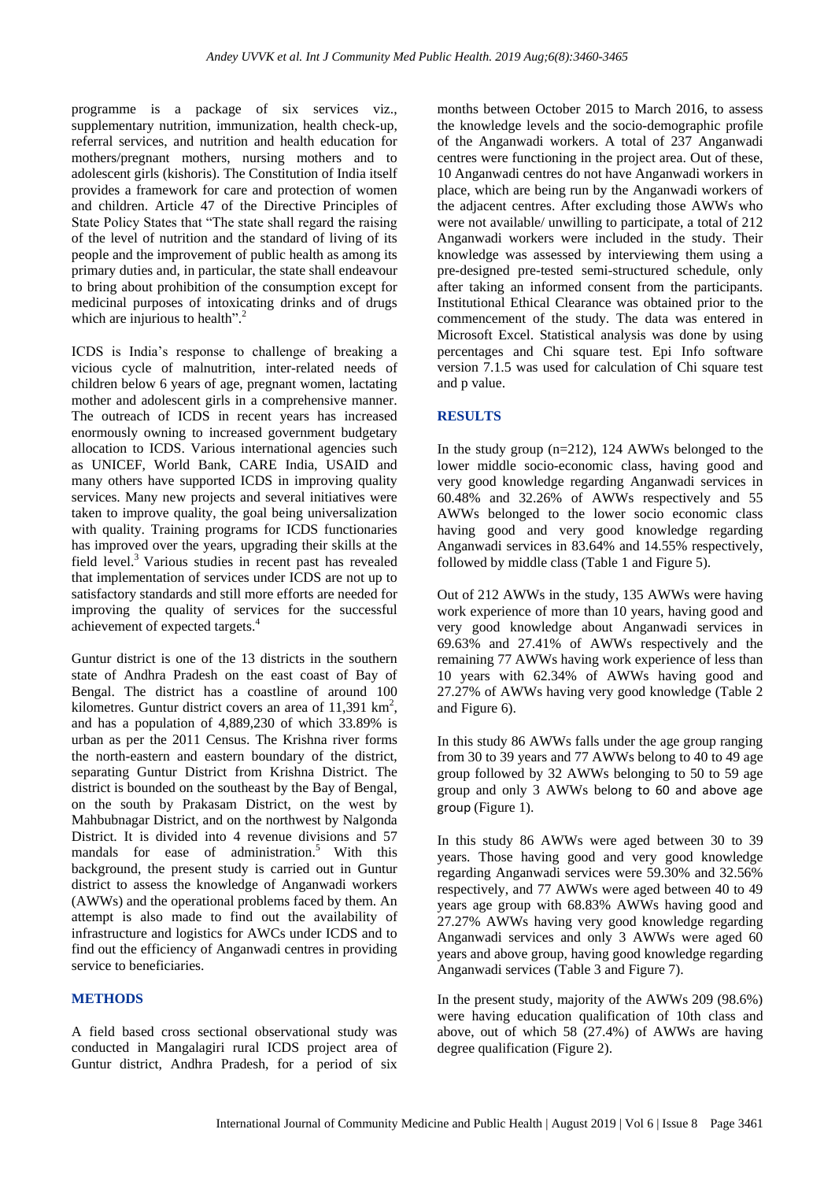programme is a package of six services viz., supplementary nutrition, immunization, health check-up, referral services, and nutrition and health education for mothers/pregnant mothers, nursing mothers and to adolescent girls (kishoris). The Constitution of India itself provides a framework for care and protection of women and children. Article 47 of the Directive Principles of State Policy States that "The state shall regard the raising of the level of nutrition and the standard of living of its people and the improvement of public health as among its primary duties and, in particular, the state shall endeavour to bring about prohibition of the consumption except for medicinal purposes of intoxicating drinks and of drugs which are injurious to health".[2]

ICDS is India's response to challenge of breaking a vicious cycle of malnutrition, inter-related needs of children below 6 years of age, pregnant women, lactating mother and adolescent girls in a comprehensive manner. The outreach of ICDS in recent years has increased enormously owning to increased government budgetary allocation to ICDS. Various international agencies such as UNICEF, World Bank, CARE India, USAID and many others have supported ICDS in improving quality services. Many new projects and several initiatives were taken to improve quality, the goal being universalization with quality. Training programs for ICDS functionaries has improved over the years, upgrading their skills at the field level.[3] Various studies in recent past has revealed that implementation of services under ICDS are not up to satisfactory standards and still more efforts are needed for improving the quality of services for the successful achievement of expected targets.[4]

Guntur district is one of the 13 districts in the southern state of Andhra Pradesh on the east coast of Bay of Bengal. The district has a coastline of around 100 kilometres. Guntur district covers an area of 11,391 km$^2$, and has a population of 4,889,230 of which 33.89% is urban as per the 2011 Census. The Krishna river forms the north-eastern and eastern boundary of the district, separating Guntur District from Krishna District. The district is bounded on the southeast by the Bay of Bengal, on the south by Prakasam District, on the west by Mahbubnagar District, and on the northwest by Nalgonda District. It is divided into 4 revenue divisions and 57 mandals for ease of administration.[5] With this background, the present study is carried out in Guntur district to assess the knowledge of Anganwadi workers (AWWs) and the operational problems faced by them. An attempt is also made to find out the availability of infrastructure and logistics for AWCs under ICDS and to find out the efficiency of Anganwadi centres in providing service to beneficiaries.

## METHODS

A field based cross sectional observational study was conducted in Mangalagiri rural ICDS project area of Guntur district, Andhra Pradesh, for a period of six months between October 2015 to March 2016, to assess the knowledge levels and the socio-demographic profile of the Anganwadi workers. A total of 237 Anganwadi centres were functioning in the project area. Out of these, 10 Anganwadi centres do not have Anganwadi workers in place, which are being run by the Anganwadi workers of the adjacent centres. After excluding those AWWs who were not available/ unwilling to participate, a total of 212 Anganwadi workers were included in the study. Their knowledge was assessed by interviewing them using a pre-designed pre-tested semi-structured schedule, only after taking an informed consent from the participants. Institutional Ethical Clearance was obtained prior to the commencement of the study. The data was entered in Microsoft Excel. Statistical analysis was done by using percentages and Chi square test. Epi Info software version 7.1.5 was used for calculation of Chi square test and p value.

## RESULTS

In the study group (n=212), 124 AWWs belonged to the lower middle socio-economic class, having good and very good knowledge regarding Anganwadi services in 60.48% and 32.26% of AWWs respectively and 55 AWWs belonged to the lower socio economic class having good and very good knowledge regarding Anganwadi services in 83.64% and 14.55% respectively, followed by middle class (Table 1 and Figure 5).

Out of 212 AWWs in the study, 135 AWWs were having work experience of more than 10 years, having good and very good knowledge about Anganwadi services in 69.63% and 27.41% of AWWs respectively and the remaining 77 AWWs having work experience of less than 10 years with 62.34% of AWWs having good and 27.27% of AWWs having very good knowledge (Table 2 and Figure 6).

In this study 86 AWWs falls under the age group ranging from 30 to 39 years and 77 AWWs belong to 40 to 49 age group followed by 32 AWWs belonging to 50 to 59 age group and only 3 AWWs belong to 60 and above age group (Figure 1).

In this study 86 AWWs were aged between 30 to 39 years. Those having good and very good knowledge regarding Anganwadi services were 59.30% and 32.56% respectively, and 77 AWWs were aged between 40 to 49 years age group with 68.83% AWWs having good and 27.27% AWWs having very good knowledge regarding Anganwadi services and only 3 AWWs were aged 60 years and above group, having good knowledge regarding Anganwadi services (Table 3 and Figure 7).

In the present study, majority of the AWWs 209 (98.6%) were having education qualification of 10th class and above, out of which 58 (27.4%) of AWWs are having degree qualification (Figure 2).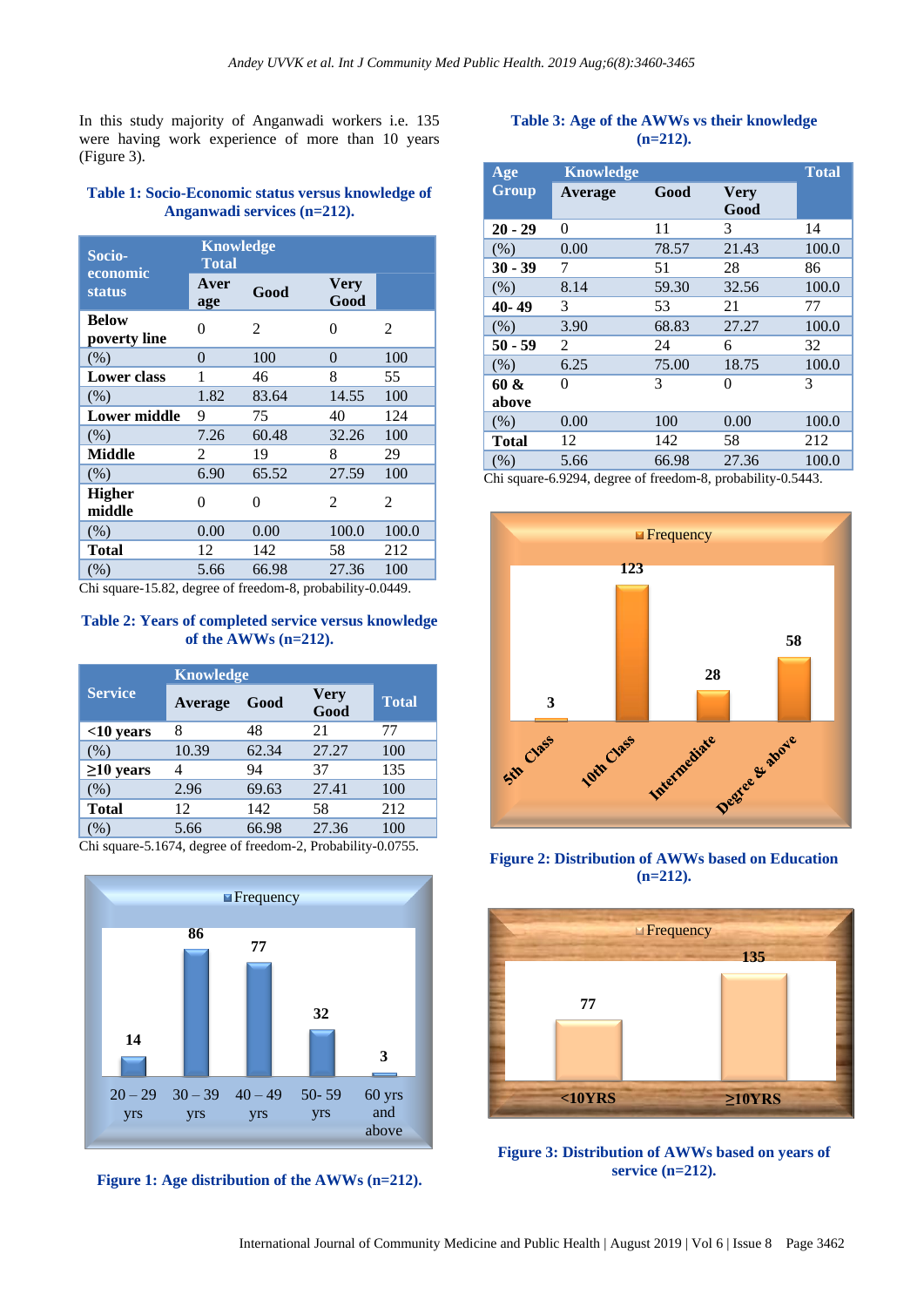In this study majority of Anganwadi workers i.e. 135 were having work experience of more than 10 years (Figure 3).

**Table 1: Socio-Economic status versus knowledge of Anganwadi services (n=212).**

| Socio-economic status | Knowledge Average | Good | Very Good | Total |
|---|---|---|---|---|
| **Below poverty line** | 0 | 2 | 0 | 2 |
| (%) | 0 | 100 | 0 | 100 |
| **Lower class** | 1 | 46 | 8 | 55 |
| (%) | 1.82 | 83.64 | 14.55 | 100 |
| **Lower middle** | 9 | 75 | 40 | 124 |
| (%) | 7.26 | 60.48 | 32.26 | 100 |
| **Middle** | 2 | 19 | 8 | 29 |
| (%) | 6.90 | 65.52 | 27.59 | 100 |
| **Higher middle** | 0 | 0 | 2 | 2 |
| (%) | 0.00 | 0.00 | 100.0 | 100.0 |
| **Total** | 12 | 142 | 58 | 212 |
| (%) | 5.66 | 66.98 | 27.36 | 100 |

Chi square-15.82, degree of freedom-8, probability-0.0449.

**Table 2: Years of completed service versus knowledge of the AWWs (n=212).**

| Service | Knowledge | | | Total |
|---|---|---|---|---|
| | Average | Good | Very Good | |
| **<10 years** | 8 | 48 | 21 | 77 |
| (%) | 10.39 | 62.34 | 27.27 | 100 |
| **≥10 years** | 4 | 94 | 37 | 135 |
| (%) | 2.96 | 69.63 | 27.41 | 100 |
| **Total** | 12 | 142 | 58 | 212 |
| (%) | 5.66 | 66.98 | 27.36 | 100 |

Chi square-5.1674, degree of freedom-2, Probability-0.0755.

**Figure 1: Age distribution of the AWWs (n=212).**

**Table 3: Age of the AWWs vs their knowledge (n=212).**

| Age Group | Knowledge | | | Total |
|---|---|---|---|---|
| | Average | Good | Very Good | |
| **20 - 29** | 0 | 11 | 3 | 14 |
| (%) | 0.00 | 78.57 | 21.43 | 100.0 |
| **30 - 39** | 7 | 51 | 28 | 86 |
| (%) | 8.14 | 59.30 | 32.56 | 100.0 |
| **40- 49** | 3 | 53 | 21 | 77 |
| (%) | 3.90 | 68.83 | 27.27 | 100.0 |
| **50 - 59** | 2 | 24 | 6 | 32 |
| (%) | 6.25 | 75.00 | 18.75 | 100.0 |
| **60 & above** | 0 | 3 | 0 | 3 |
| (%) | 0.00 | 100 | 0.00 | 100.0 |
| **Total** | 12 | 142 | 58 | 212 |
| (%) | 5.66 | 66.98 | 27.36 | 100.0 |

Chi square-6.9294, degree of freedom-8, probability-0.5443.

**Figure 2: Distribution of AWWs based on Education (n=212).**

**Figure 3: Distribution of AWWs based on years of service (n=212).**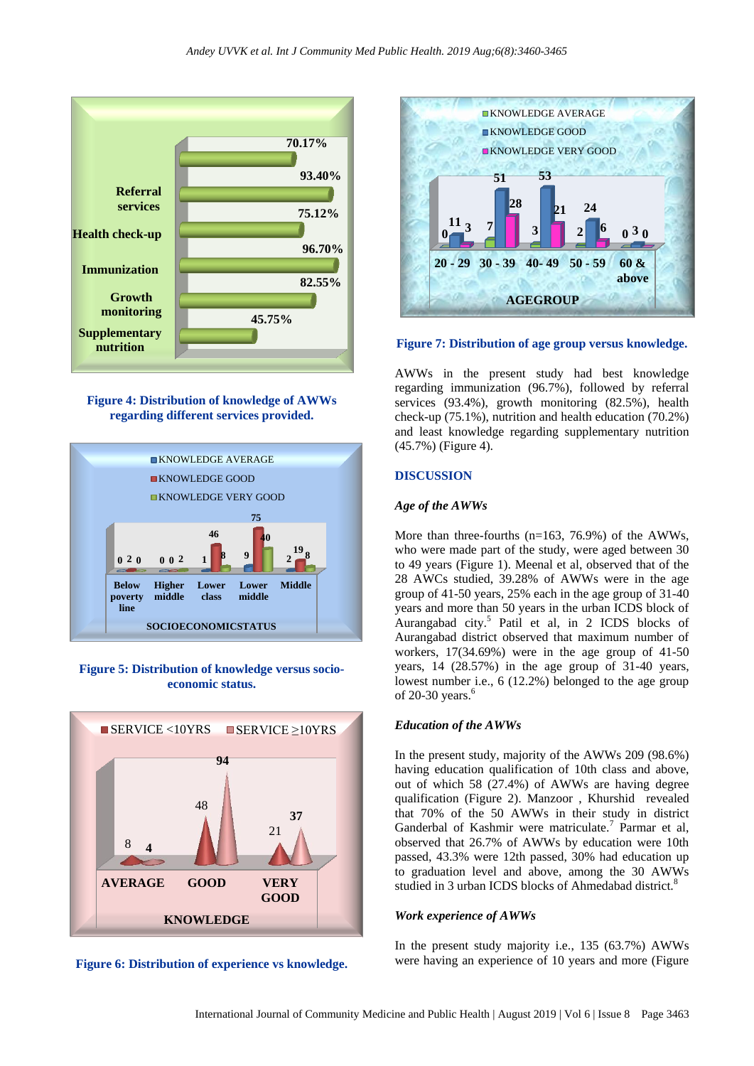Figure 4: Distribution of knowledge of AWWs regarding different services provided.

Figure 5: Distribution of knowledge versus socio-economic status.

Figure 6: Distribution of experience vs knowledge.

Figure 7: Distribution of age group versus knowledge.

AWWs in the present study had best knowledge regarding immunization (96.7%), followed by referral services (93.4%), growth monitoring (82.5%), health check-up (75.1%), nutrition and health education (70.2%) and least knowledge regarding supplementary nutrition (45.7%) (Figure 4).

## DISCUSSION

### *Age of the AWWs*

More than three-fourths (n=163, 76.9%) of the AWWs, who were made part of the study, were aged between 30 to 49 years (Figure 1). Meenal et al, observed that of the 28 AWCs studied, 39.28% of AWWs were in the age group of 41-50 years, 25% each in the age group of 31-40 years and more than 50 years in the urban ICDS block of Aurangabad city.[5] Patil et al, in 2 ICDS blocks of Aurangabad district observed that maximum number of workers, 17(34.69%) were in the age group of 41-50 years, 14 (28.57%) in the age group of 31-40 years, lowest number i.e., 6 (12.2%) belonged to the age group of 20-30 years.[6]

### *Education of the AWWs*

In the present study, majority of the AWWs 209 (98.6%) having education qualification of 10th class and above, out of which 58 (27.4%) of AWWs are having degree qualification (Figure 2). Manzoor , Khurshid revealed that 70% of the 50 AWWs in their study in district Ganderbal of Kashmir were matriculate.[7] Parmar et al, observed that 26.7% of AWWs by education were 10th passed, 43.3% were 12th passed, 30% had education up to graduation level and above, among the 30 AWWs studied in 3 urban ICDS blocks of Ahmedabad district.[8]

### *Work experience of AWWs*

In the present study majority i.e., 135 (63.7%) AWWs were having an experience of 10 years and more (Figure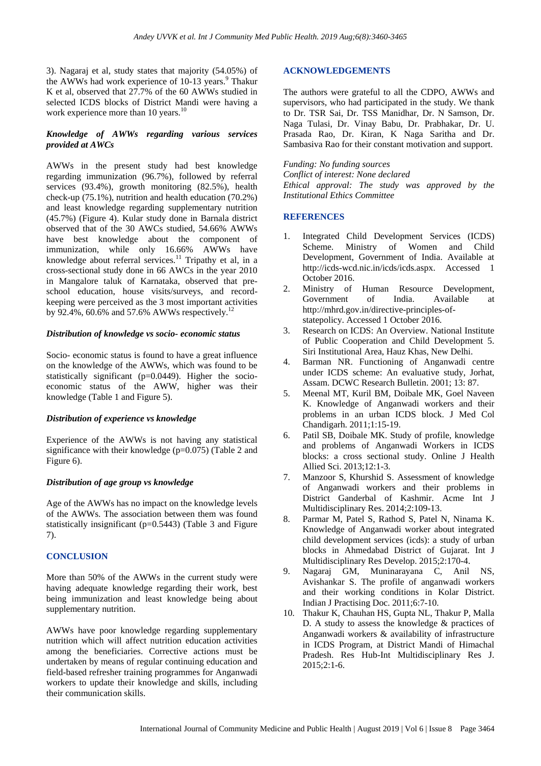3). Nagaraj et al, study states that majority (54.05%) of the AWWs had work experience of 10-13 years.[9] Thakur K et al, observed that 27.7% of the 60 AWWs studied in selected ICDS blocks of District Mandi were having a work experience more than 10 years.[10]

### *Knowledge of AWWs regarding various services provided at AWCs*

AWWs in the present study had best knowledge regarding immunization (96.7%), followed by referral services (93.4%), growth monitoring (82.5%), health check-up (75.1%), nutrition and health education (70.2%) and least knowledge regarding supplementary nutrition (45.7%) (Figure 4). Kular study done in Barnala district observed that of the 30 AWCs studied, 54.66% AWWs have best knowledge about the component of immunization, while only 16.66% AWWs have knowledge about referral services.[11] Tripathy et al, in a cross-sectional study done in 66 AWCs in the year 2010 in Mangalore taluk of Karnataka, observed that pre-school education, house visits/surveys, and record-keeping were perceived as the 3 most important activities by 92.4%, 60.6% and 57.6% AWWs respectively.[12]

### *Distribution of knowledge vs socio- economic status*

Socio- economic status is found to have a great influence on the knowledge of the AWWs, which was found to be statistically significant (p=0.0449). Higher the socio-economic status of the AWW, higher was their knowledge (Table 1 and Figure 5).

### *Distribution of experience vs knowledge*

Experience of the AWWs is not having any statistical significance with their knowledge (p=0.075) (Table 2 and Figure 6).

### *Distribution of age group vs knowledge*

Age of the AWWs has no impact on the knowledge levels of the AWWs. The association between them was found statistically insignificant (p=0.5443) (Table 3 and Figure 7).

## CONCLUSION

More than 50% of the AWWs in the current study were having adequate knowledge regarding their work, best being immunization and least knowledge being about supplementary nutrition.

AWWs have poor knowledge regarding supplementary nutrition which will affect nutrition education activities among the beneficiaries. Corrective actions must be undertaken by means of regular continuing education and field-based refresher training programmes for Anganwadi workers to update their knowledge and skills, including their communication skills.

## ACKNOWLEDGEMENTS

The authors were grateful to all the CDPO, AWWs and supervisors, who had participated in the study. We thank to Dr. TSR Sai, Dr. TSS Manidhar, Dr. N Samson, Dr. Naga Tulasi, Dr. Vinay Babu, Dr. Prabhakar, Dr. U. Prasada Rao, Dr. Kiran, K Naga Saritha and Dr. Sambasiva Rao for their constant motivation and support.

*Funding: No funding sources*
*Conflict of interest: None declared*
*Ethical approval: The study was approved by the Institutional Ethics Committee*

## REFERENCES

1. Integrated Child Development Services (ICDS) Scheme. Ministry of Women and Child Development, Government of India. Available at http://icds-wcd.nic.in/icds/icds.aspx. Accessed 1 October 2016.
2. Ministry of Human Resource Development, Government of India. Available at http://mhrd.gov.in/directive-principles-of-statepolicy. Accessed 1 October 2016.
3. Research on ICDS: An Overview. National Institute of Public Cooperation and Child Development 5. Siri Institutional Area, Hauz Khas, New Delhi.
4. Barman NR. Functioning of Anganwadi centre under ICDS scheme: An evaluative study, Jorhat, Assam. DCWC Research Bulletin. 2001; 13: 87.
5. Meenal MT, Kuril BM, Doibale MK, Goel Naveen K. Knowledge of Anganwadi workers and their problems in an urban ICDS block. J Med Col Chandigarh. 2011;1:15-19.
6. Patil SB, Doibale MK. Study of profile, knowledge and problems of Anganwadi Workers in ICDS blocks: a cross sectional study. Online J Health Allied Sci. 2013;12:1-3.
7. Manzoor S, Khurshid S. Assessment of knowledge of Anganwadi workers and their problems in District Ganderbal of Kashmir. Acme Int J Multidisciplinary Res. 2014;2:109-13.
8. Parmar M, Patel S, Rathod S, Patel N, Ninama K. Knowledge of Anganwadi worker about integrated child development services (icds): a study of urban blocks in Ahmedabad District of Gujarat. Int J Multidisciplinary Res Develop. 2015;2:170-4.
9. Nagaraj GM, Muninarayana C, Anil NS, Avishankar S. The profile of anganwadi workers and their working conditions in Kolar District. Indian J Practising Doc. 2011;6:7-10.
10. Thakur K, Chauhan HS, Gupta NL, Thakur P, Malla D. A study to assess the knowledge & practices of Anganwadi workers & availability of infrastructure in ICDS Program, at District Mandi of Himachal Pradesh. Res Hub-Int Multidisciplinary Res J. 2015;2:1-6.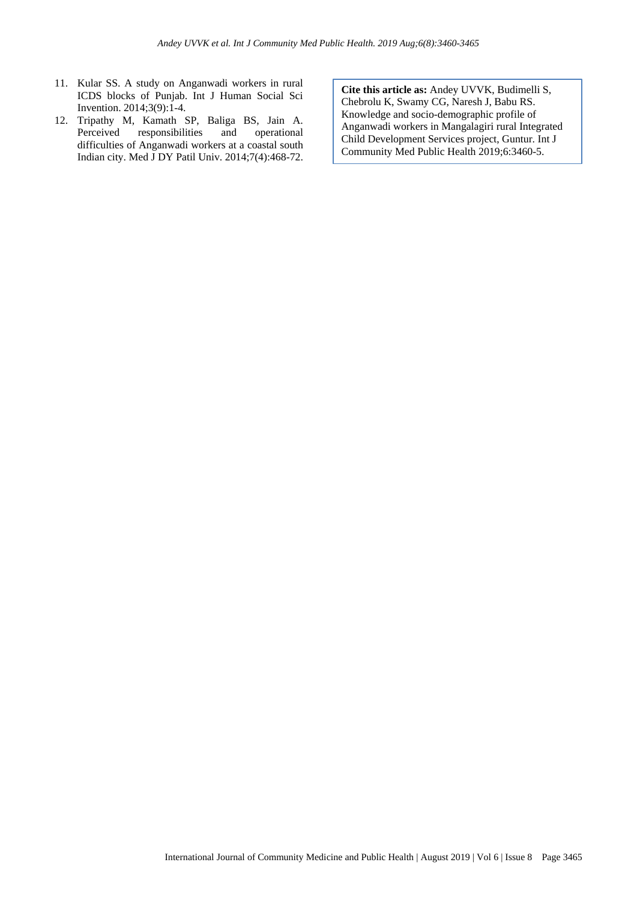11. Kular SS. A study on Anganwadi workers in rural ICDS blocks of Punjab. Int J Human Social Sci Invention. 2014;3(9):1-4.
12. Tripathy M, Kamath SP, Baliga BS, Jain A. Perceived responsibilities and operational difficulties of Anganwadi workers at a coastal south Indian city. Med J DY Patil Univ. 2014;7(4):468-72.

**Cite this article as:** Andey UVVK, Budimelli S, Chebrolu K, Swamy CG, Naresh J, Babu RS. Knowledge and socio-demographic profile of Anganwadi workers in Mangalagiri rural Integrated Child Development Services project, Guntur. Int J Community Med Public Health 2019;6:3460-5.